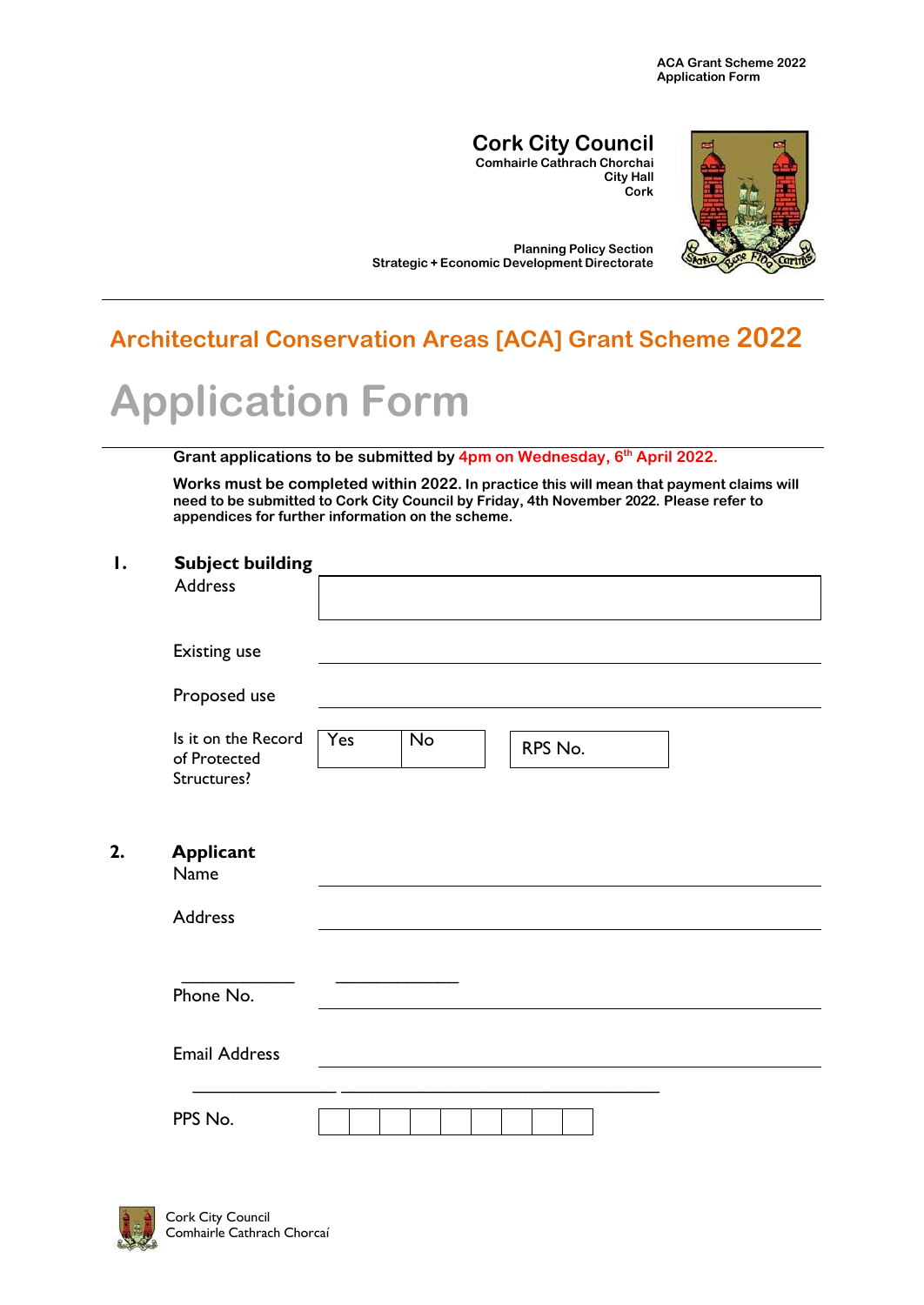ACA Grant Scheme 2022
Application Form

**Cork City Council**
Comhairle Cathrach Chorchai
City Hall
Cork

Planning Policy Section
Strategic + Economic Development Directorate

## Architectural Conservation Areas [ACA] Grant Scheme 2022

# Application Form

**Grant applications to be submitted by 4pm on Wednesday, 6th April 2022.**

**Works must be completed within 2022. In practice this will mean that payment claims will need to be submitted to Cork City Council by Friday, 4th November 2022. Please refer to appendices for further information on the scheme.**

**1. Subject building**

Address

Existing use

Proposed use

Is it on the Record of Protected Structures? | Yes | No | RPS No.

**2. Applicant**

Name

Address

Phone No.

Email Address

PPS No.

Cork City Council
Comhairle Cathrach Chorcaí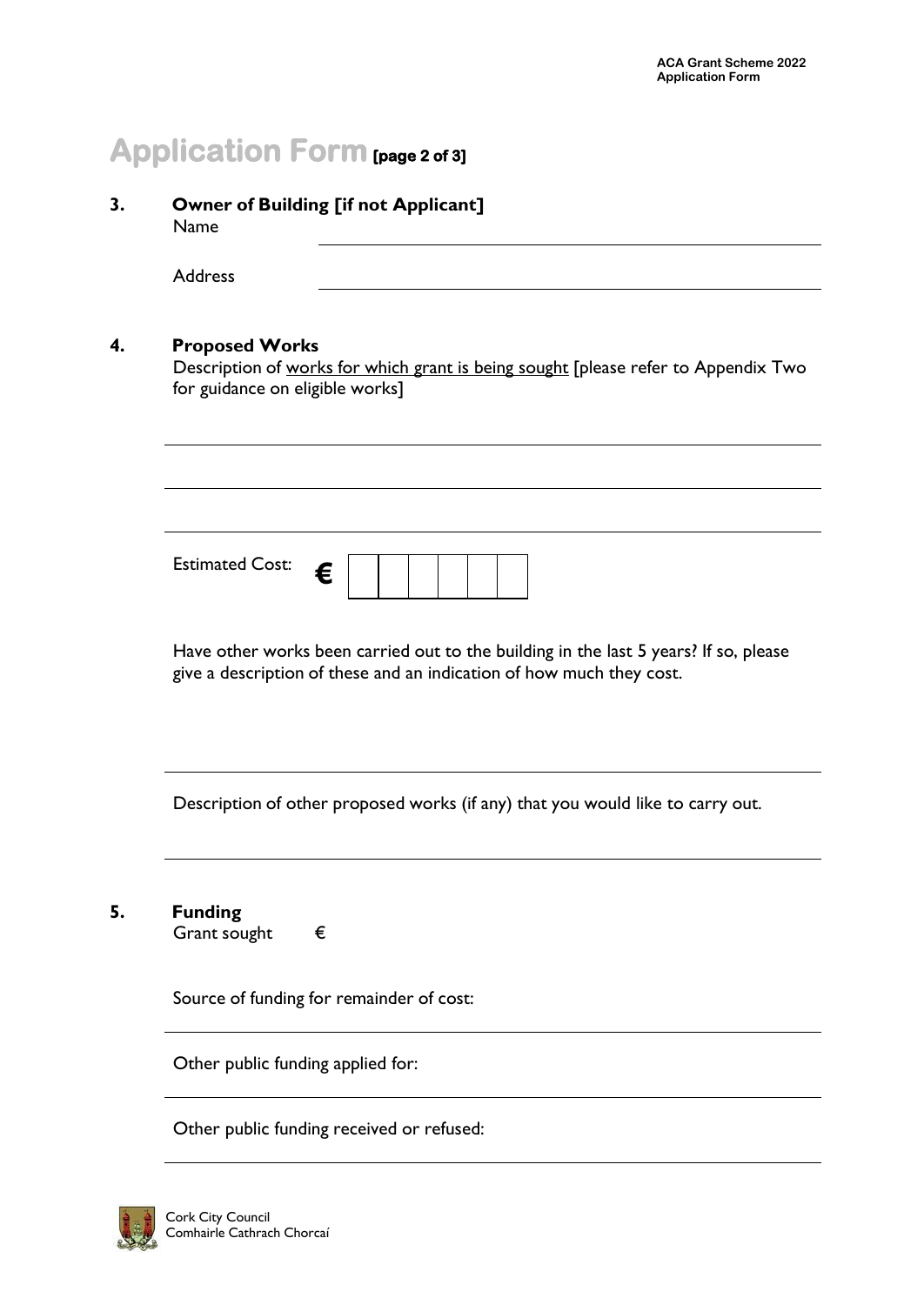# Application Form [page 2 of 3]

## 3. Owner of Building [if not Applicant]

Name

Address

## 4. Proposed Works

Description of works for which grant is being sought [please refer to Appendix Two for guidance on eligible works]

Estimated Cost: €

Have other works been carried out to the building in the last 5 years? If so, please give a description of these and an indication of how much they cost.

Description of other proposed works (if any) that you would like to carry out.

## 5. Funding

Grant sought €

Source of funding for remainder of cost:

Other public funding applied for:

Other public funding received or refused:

Cork City Council
Comhairle Cathrach Chorcaí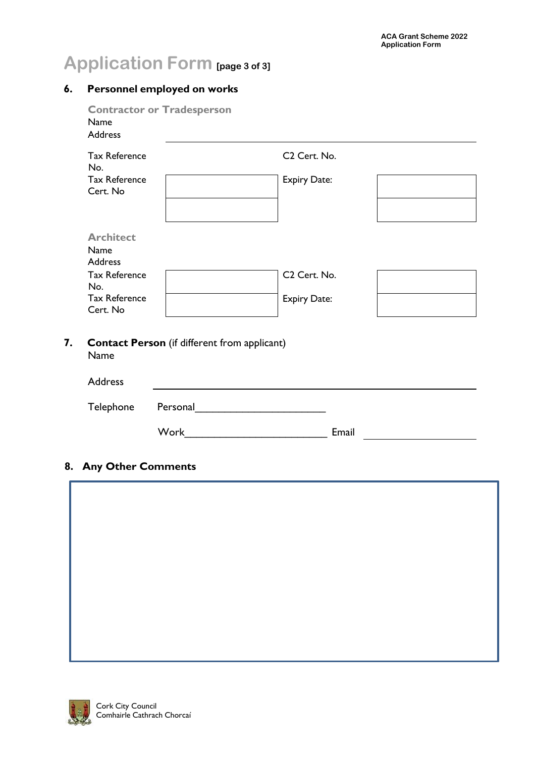# Application Form [page 3 of 3]

## 6. Personnel employed on works

**Contractor or Tradesperson**

Name

Address ______________________________________________

| | | | |
|---|---|---|---|
| Tax Reference No. | | C2 Cert. No. | |
| Tax Reference Cert. No | | Expiry Date: | |

**Architect**

Name

Address

| | | | |
|---|---|---|---|
| Tax Reference No. | | C2 Cert. No. | |
| Tax Reference Cert. No | | Expiry Date: | |

## 7. Contact Person (if different from applicant)

Name

Address ______________________________________________

Telephone Personal______________________

Work________________________ Email ____________________

## 8. Any Other Comments

Cork City Council
Comhairle Cathrach Chorcaí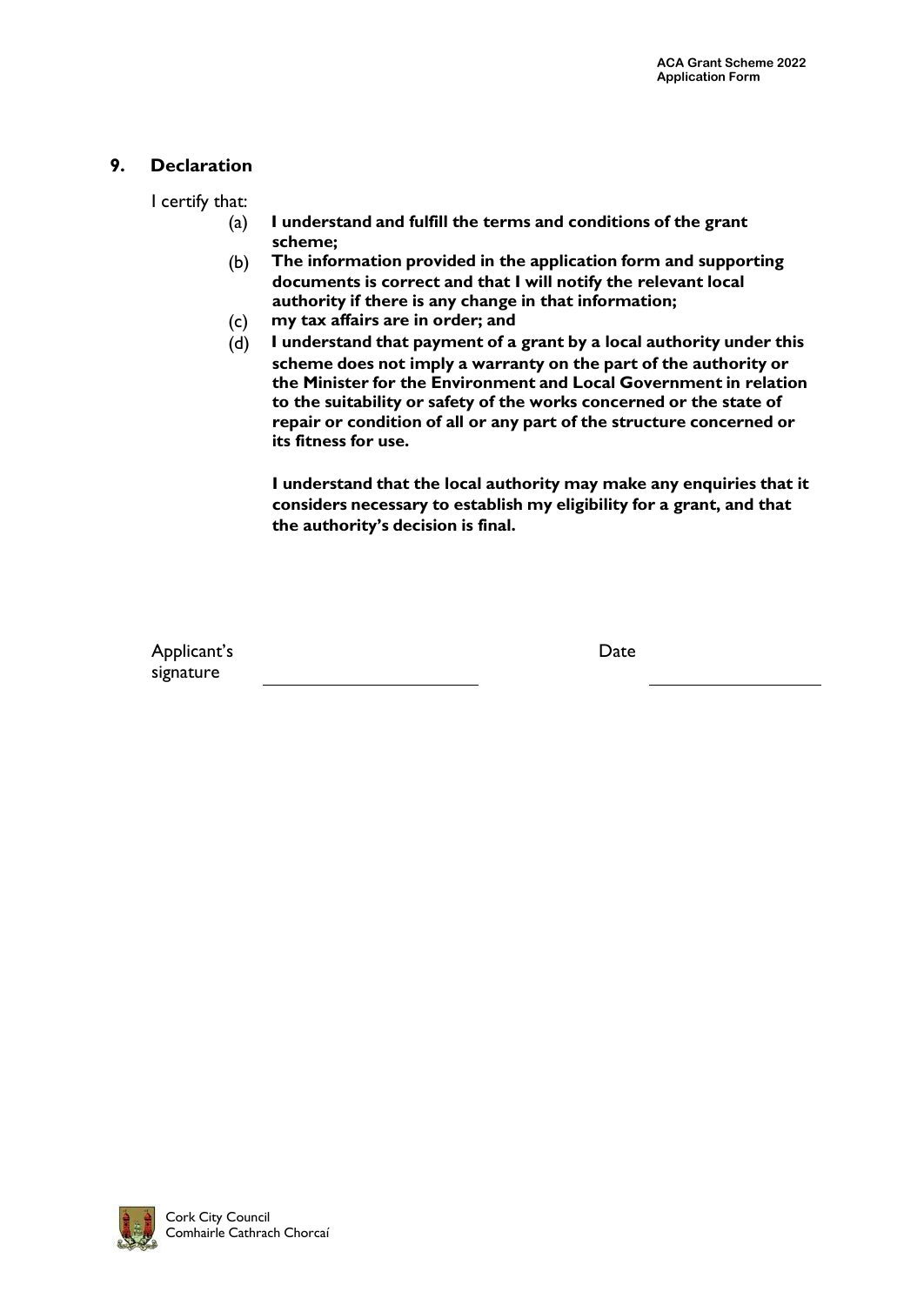## 9. Declaration

I certify that:

(a) **I understand and fulfill the terms and conditions of the grant scheme;**

(b) **The information provided in the application form and supporting documents is correct and that I will notify the relevant local authority if there is any change in that information;**

(c) **my tax affairs are in order; and**

(d) **I understand that payment of a grant by a local authority under this scheme does not imply a warranty on the part of the authority or the Minister for the Environment and Local Government in relation to the suitability or safety of the works concerned or the state of repair or condition of all or any part of the structure concerned or its fitness for use.**

**I understand that the local authority may make any enquiries that it considers necessary to establish my eligibility for a grant, and that the authority's decision is final.**

Applicant's signature \_\_\_\_\_\_\_\_\_\_\_\_\_\_\_\_\_\_\_\_ Date \_\_\_\_\_\_\_\_\_\_\_\_\_\_\_\_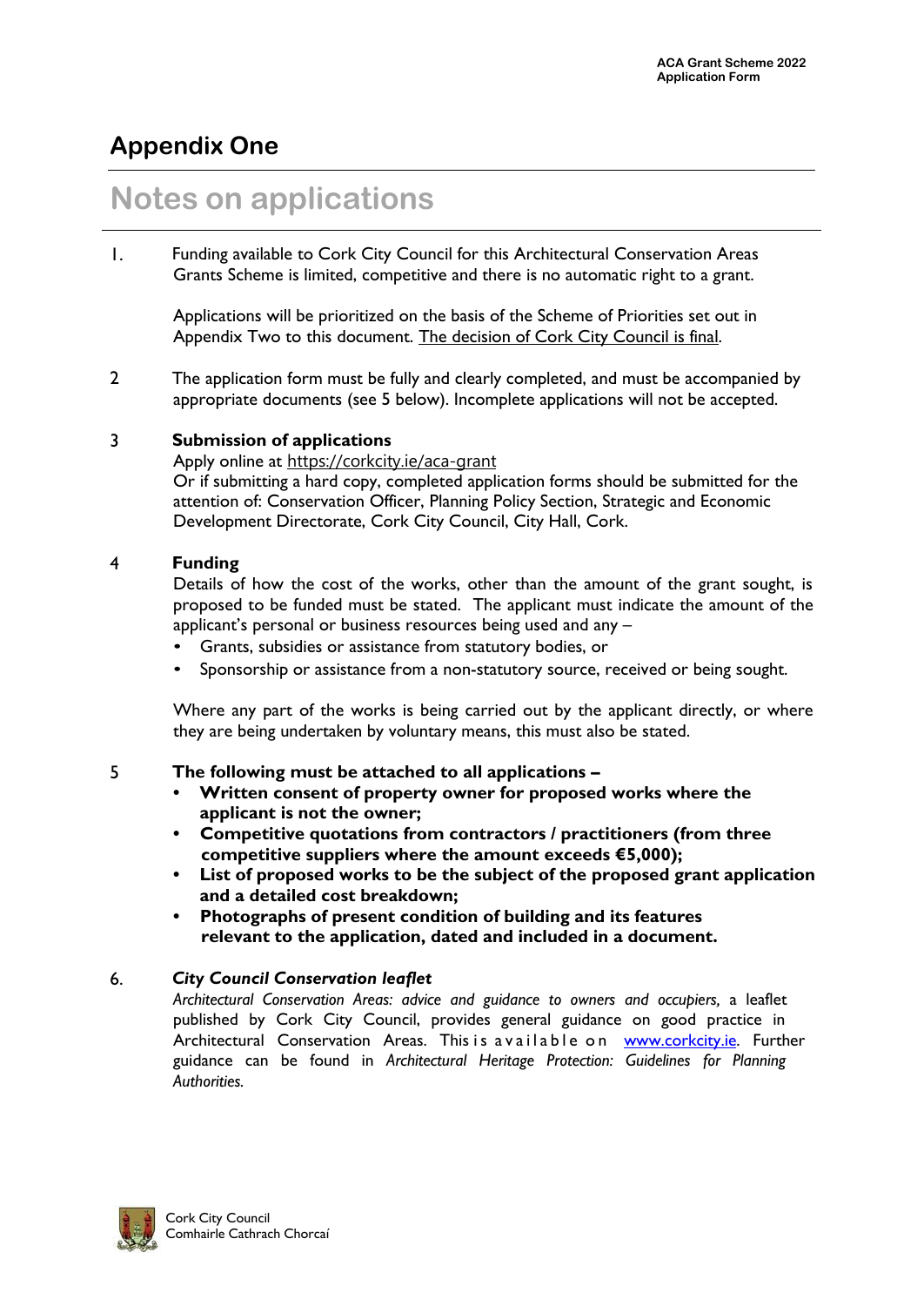## Appendix One

# Notes on applications

1. Funding available to Cork City Council for this Architectural Conservation Areas Grants Scheme is limited, competitive and there is no automatic right to a grant.

   Applications will be prioritized on the basis of the Scheme of Priorities set out in Appendix Two to this document. The decision of Cork City Council is final.

2. The application form must be fully and clearly completed, and must be accompanied by appropriate documents (see 5 below). Incomplete applications will not be accepted.

3. **Submission of applications**

   Apply online at https://corkcity.ie/aca-grant
   Or if submitting a hard copy, completed application forms should be submitted for the attention of: Conservation Officer, Planning Policy Section, Strategic and Economic Development Directorate, Cork City Council, City Hall, Cork.

4. **Funding**

   Details of how the cost of the works, other than the amount of the grant sought, is proposed to be funded must be stated. The applicant must indicate the amount of the applicant's personal or business resources being used and any –

   - Grants, subsidies or assistance from statutory bodies, or
   - Sponsorship or assistance from a non-statutory source, received or being sought.

   Where any part of the works is being carried out by the applicant directly, or where they are being undertaken by voluntary means, this must also be stated.

5. **The following must be attached to all applications –**

   - **Written consent of property owner for proposed works where the applicant is not the owner;**
   - **Competitive quotations from contractors / practitioners (from three competitive suppliers where the amount exceeds €5,000);**
   - **List of proposed works to be the subject of the proposed grant application and a detailed cost breakdown;**
   - **Photographs of present condition of building and its features relevant to the application, dated and included in a document.**

6. ***City Council Conservation leaflet***

   *Architectural Conservation Areas: advice and guidance to owners and occupiers,* a leaflet published by Cork City Council, provides general guidance on good practice in Architectural Conservation Areas. This is available on www.corkcity.ie. Further guidance can be found in *Architectural Heritage Protection: Guidelines for Planning Authorities.*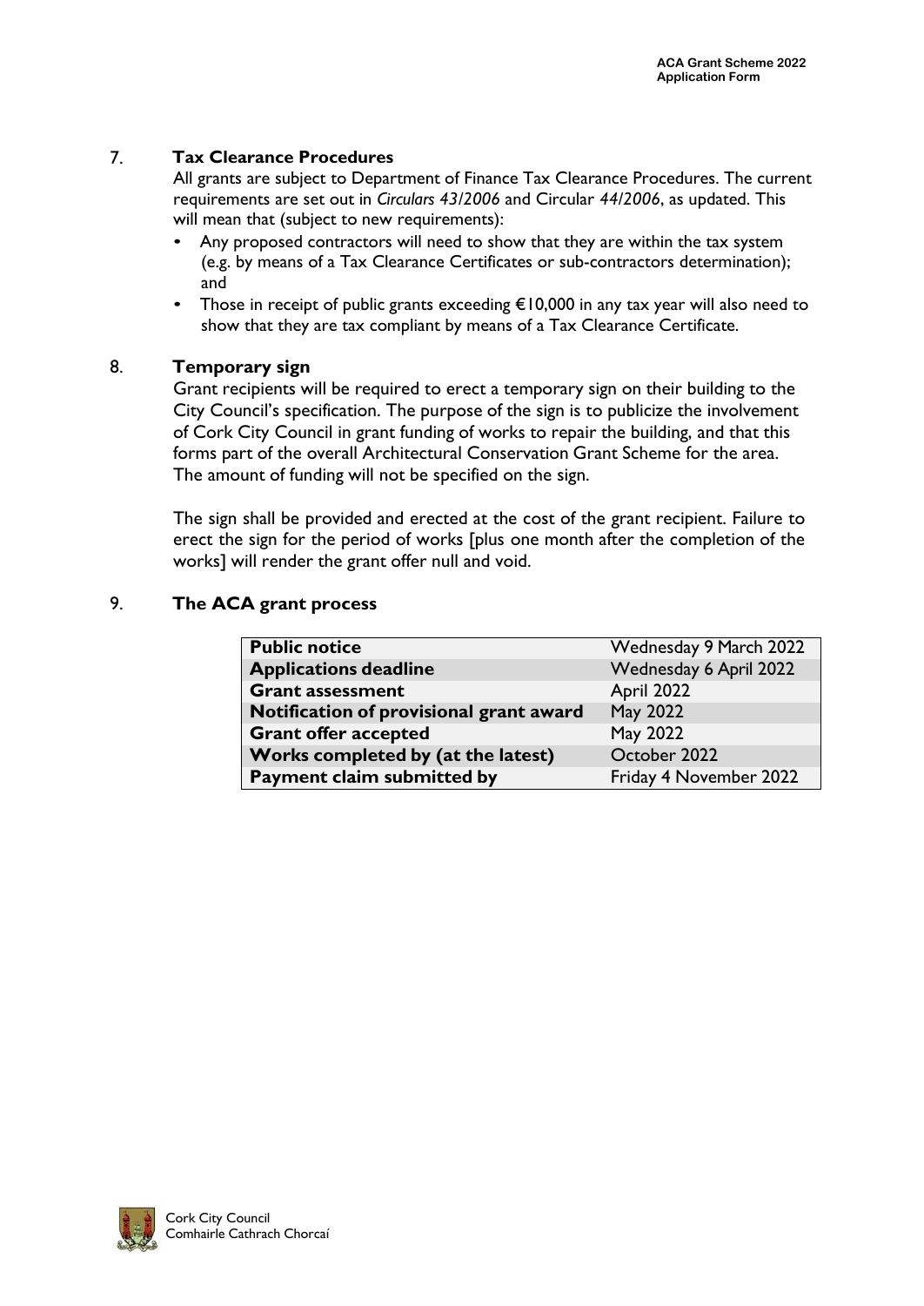## 7. Tax Clearance Procedures

All grants are subject to Department of Finance Tax Clearance Procedures. The current requirements are set out in *Circulars 43/2006* and Circular *44/2006*, as updated. This will mean that (subject to new requirements):

- Any proposed contractors will need to show that they are within the tax system (e.g. by means of a Tax Clearance Certificates or sub-contractors determination); and
- Those in receipt of public grants exceeding €10,000 in any tax year will also need to show that they are tax compliant by means of a Tax Clearance Certificate.

## 8. Temporary sign

Grant recipients will be required to erect a temporary sign on their building to the City Council's specification. The purpose of the sign is to publicize the involvement of Cork City Council in grant funding of works to repair the building, and that this forms part of the overall Architectural Conservation Grant Scheme for the area. The amount of funding will not be specified on the sign.

The sign shall be provided and erected at the cost of the grant recipient. Failure to erect the sign for the period of works [plus one month after the completion of the works] will render the grant offer null and void.

## 9. The ACA grant process

| | |
|---|---|
| **Public notice** | Wednesday 9 March 2022 |
| **Applications deadline** | Wednesday 6 April 2022 |
| **Grant assessment** | April 2022 |
| **Notification of provisional grant award** | May 2022 |
| **Grant offer accepted** | May 2022 |
| **Works completed by (at the latest)** | October 2022 |
| **Payment claim submitted by** | Friday 4 November 2022 |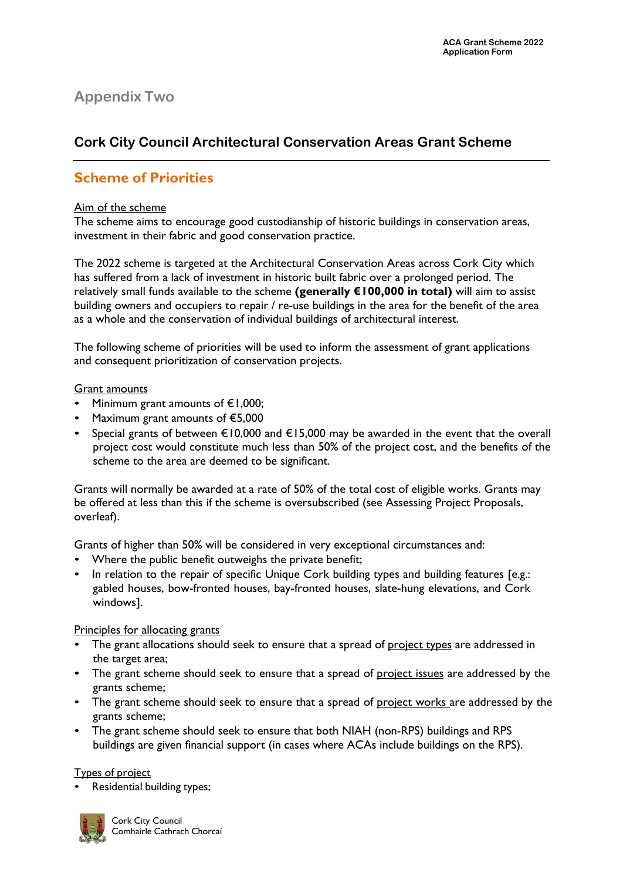# Appendix Two

## Cork City Council Architectural Conservation Areas Grant Scheme

## Scheme of Priorities

Aim of the scheme

The scheme aims to encourage good custodianship of historic buildings in conservation areas, investment in their fabric and good conservation practice.

The 2022 scheme is targeted at the Architectural Conservation Areas across Cork City which has suffered from a lack of investment in historic built fabric over a prolonged period. The relatively small funds available to the scheme **(generally €100,000 in total)** will aim to assist building owners and occupiers to repair / re-use buildings in the area for the benefit of the area as a whole and the conservation of individual buildings of architectural interest.

The following scheme of priorities will be used to inform the assessment of grant applications and consequent prioritization of conservation projects.

Grant amounts

- Minimum grant amounts of €1,000;
- Maximum grant amounts of €5,000
- Special grants of between €10,000 and €15,000 may be awarded in the event that the overall project cost would constitute much less than 50% of the project cost, and the benefits of the scheme to the area are deemed to be significant.

Grants will normally be awarded at a rate of 50% of the total cost of eligible works. Grants may be offered at less than this if the scheme is oversubscribed (see Assessing Project Proposals, overleaf).

Grants of higher than 50% will be considered in very exceptional circumstances and:

- Where the public benefit outweighs the private benefit;
- In relation to the repair of specific Unique Cork building types and building features [e.g.: gabled houses, bow-fronted houses, bay-fronted houses, slate-hung elevations, and Cork windows].

Principles for allocating grants

- The grant allocations should seek to ensure that a spread of project types are addressed in the target area;
- The grant scheme should seek to ensure that a spread of project issues are addressed by the grants scheme;
- The grant scheme should seek to ensure that a spread of project works are addressed by the grants scheme;
- The grant scheme should seek to ensure that both NIAH (non-RPS) buildings and RPS buildings are given financial support (in cases where ACAs include buildings on the RPS).

Types of project

- Residential building types;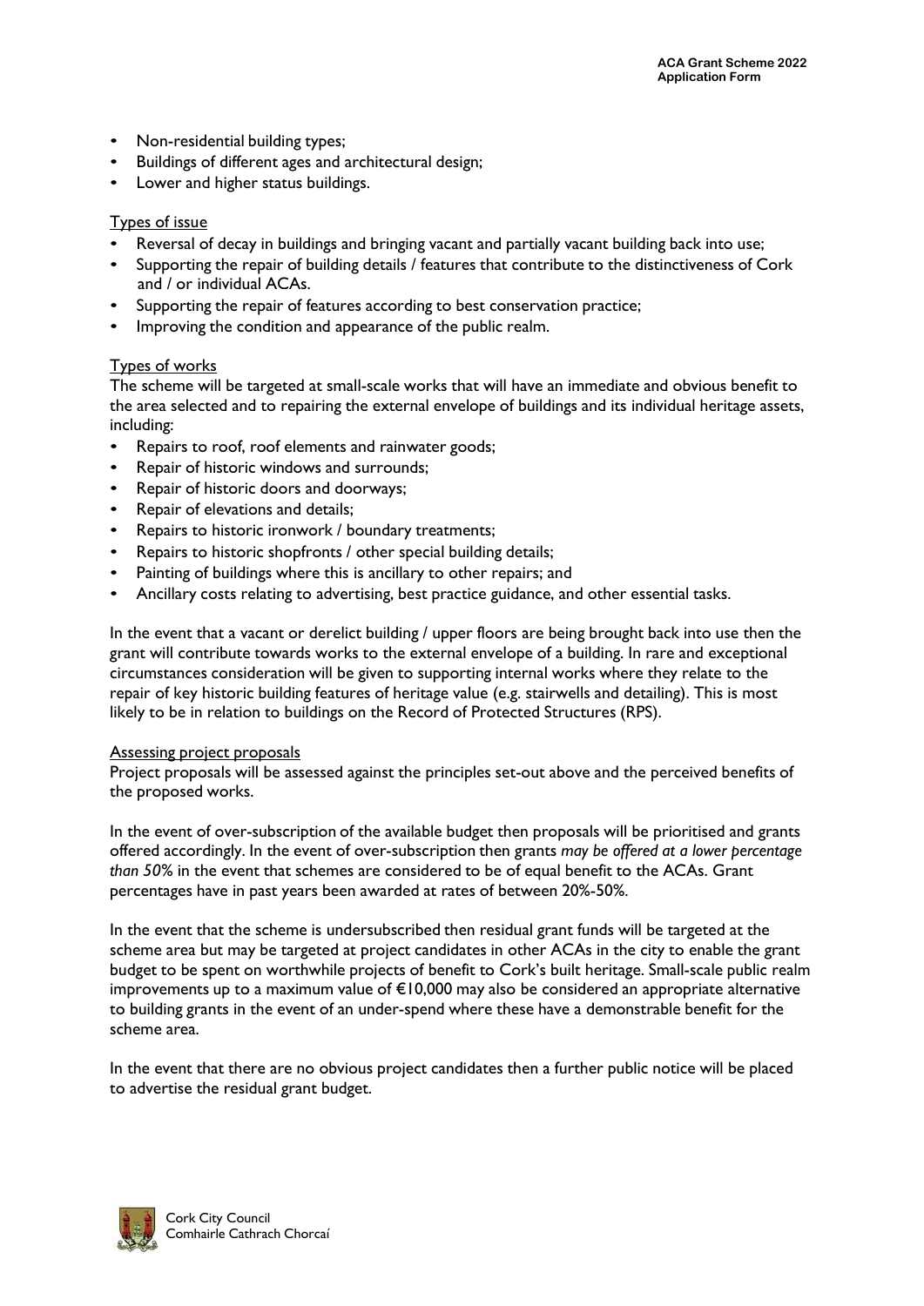- Non-residential building types;
- Buildings of different ages and architectural design;
- Lower and higher status buildings.

Types of issue

- Reversal of decay in buildings and bringing vacant and partially vacant building back into use;
- Supporting the repair of building details / features that contribute to the distinctiveness of Cork and / or individual ACAs.
- Supporting the repair of features according to best conservation practice;
- Improving the condition and appearance of the public realm.

Types of works

The scheme will be targeted at small-scale works that will have an immediate and obvious benefit to the area selected and to repairing the external envelope of buildings and its individual heritage assets, including:

- Repairs to roof, roof elements and rainwater goods;
- Repair of historic windows and surrounds;
- Repair of historic doors and doorways;
- Repair of elevations and details;
- Repairs to historic ironwork / boundary treatments;
- Repairs to historic shopfronts / other special building details;
- Painting of buildings where this is ancillary to other repairs; and
- Ancillary costs relating to advertising, best practice guidance, and other essential tasks.

In the event that a vacant or derelict building / upper floors are being brought back into use then the grant will contribute towards works to the external envelope of a building. In rare and exceptional circumstances consideration will be given to supporting internal works where they relate to the repair of key historic building features of heritage value (e.g. stairwells and detailing). This is most likely to be in relation to buildings on the Record of Protected Structures (RPS).

Assessing project proposals

Project proposals will be assessed against the principles set-out above and the perceived benefits of the proposed works.

In the event of over-subscription of the available budget then proposals will be prioritised and grants offered accordingly. In the event of over-subscription then grants *may be offered at a lower percentage than 50%* in the event that schemes are considered to be of equal benefit to the ACAs. Grant percentages have in past years been awarded at rates of between 20%-50%.

In the event that the scheme is undersubscribed then residual grant funds will be targeted at the scheme area but may be targeted at project candidates in other ACAs in the city to enable the grant budget to be spent on worthwhile projects of benefit to Cork's built heritage. Small-scale public realm improvements up to a maximum value of €10,000 may also be considered an appropriate alternative to building grants in the event of an under-spend where these have a demonstrable benefit for the scheme area.

In the event that there are no obvious project candidates then a further public notice will be placed to advertise the residual grant budget.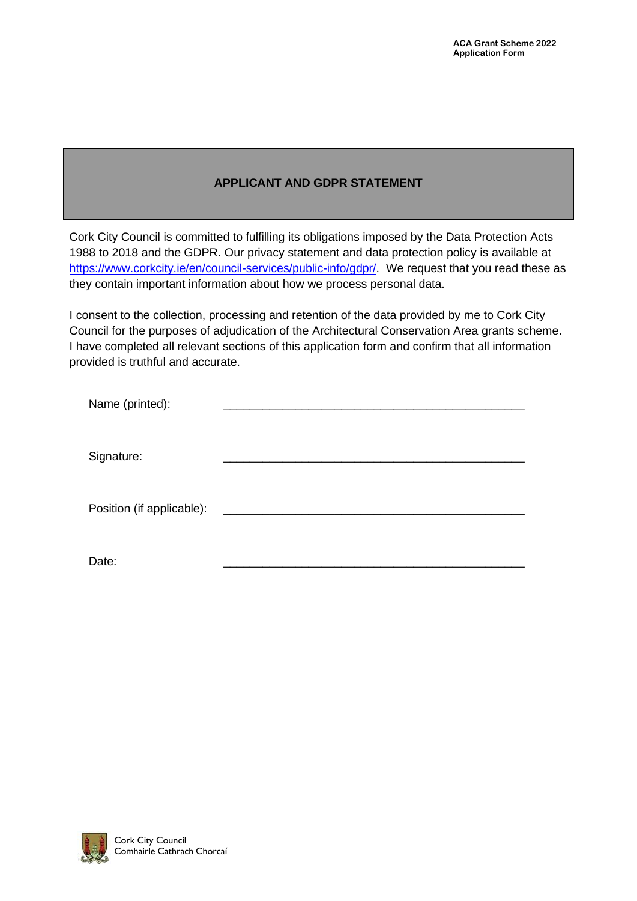## APPLICANT AND GDPR STATEMENT

Cork City Council is committed to fulfilling its obligations imposed by the Data Protection Acts 1988 to 2018 and the GDPR. Our privacy statement and data protection policy is available at https://www.corkcity.ie/en/council-services/public-info/gdpr/. We request that you read these as they contain important information about how we process personal data.

I consent to the collection, processing and retention of the data provided by me to Cork City Council for the purposes of adjudication of the Architectural Conservation Area grants scheme. I have completed all relevant sections of this application form and confirm that all information provided is truthful and accurate.

Name (printed): ________________________________________________

Signature: ________________________________________________

Position (if applicable): ________________________________________________

Date: ________________________________________________